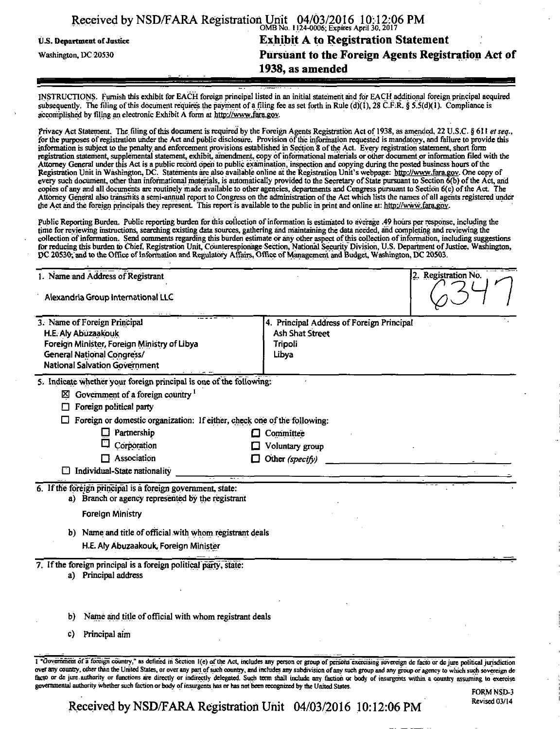Received by NSD/FARA Registration Unit 04/03/2016 10:12:06 PM

OMB No. 1124-0006; Expires April 30, 2017

U.S. Department of Justice
Washington, DC 20530

# Exhibit A to Registration Statement Pursuant to the Foreign Agents Registration Act of 1938, as amended

INSTRUCTIONS. Furnish this exhibit for EACH foreign principal listed in an initial statement and for EACH additional foreign principal acquired subsequently. The filing of this document requires the payment of a filing fee as set forth in Rule (d)(1), 28 C.F.R. § 5.5(d)(1). Compliance is accomplished by filing an electronic Exhibit A form at http://www.fara.gov.

Privacy Act Statement. The filing of this document is required by the Foreign Agents Registration Act of 1938, as amended, 22 U.S.C. § 611 *et seq.*, for the purposes of registration under the Act and public disclosure. Provision of the information requested is mandatory, and failure to provide this information is subject to the penalty and enforcement provisions established in Section 8 of the Act. Every registration statement, short form registration statement, supplemental statement, exhibit, amendment, copy of informational materials or other document or information filed with the Attorney General under this Act is a public record open to public examination, inspection and copying during the posted business hours of the Registration Unit in Washington, DC. Statements are also available online at the Registration Unit's webpage: http://www.fara.gov. One copy of every such document, other than informational materials, is automatically provided to the Secretary of State pursuant to Section 6(b) of the Act, and copies of any and all documents are routinely made available to other agencies, departments and Congress pursuant to Section 6(c) of the Act. The Attorney General also transmits a semi-annual report to Congress on the administration of the Act which lists the names of all agents registered under the Act and the foreign principals they represent. This report is available to the public in print and online at: http://www.fara.gov.

Public Reporting Burden. Public reporting burden for this collection of information is estimated to average .49 hours per response, including the time for reviewing instructions, searching existing data sources, gathering and maintaining the data needed, and completing and reviewing the collection of information. Send comments regarding this burden estimate or any other aspect of this collection of information, including suggestions for reducing this burden to Chief, Registration Unit, Counterespionage Section, National Security Division, U.S. Department of Justice, Washington, DC 20530; and to the Office of Information and Regulatory Affairs, Office of Management and Budget, Washington, DC 20503.

| 1. Name and Address of Registrant | 2. Registration No. |
|---|---|
| Alexandria Group International LLC | 6347 |

| 3. Name of Foreign Principal | 4. Principal Address of Foreign Principal |
|---|---|
| H.E. Aly Abuzaakouk<br>Foreign Minister, Foreign Ministry of Libya<br>General National Congress/<br>National Salvation Government | Ash Shat Street<br>Tripoli<br>Libya |

5. Indicate whether your foreign principal is one of the following:

- ☒ Government of a foreign country [1]
- ☐ Foreign political party
- ☐ Foreign or domestic organization: If either, check one of the following:
  - ☐ Partnership
  - ☐ Corporation
  - ☐ Association
  - ☐ Committee
  - ☐ Voluntary group
  - ☐ Other *(specify)* ____________
- ☐ Individual-State nationality ____________

6. If the foreign principal is a foreign government, state:

a) Branch or agency represented by the registrant

Foreign Ministry

b) Name and title of official with whom registrant deals

H.E. Aly Abuzaakouk, Foreign Minister

7. If the foreign principal is a foreign political party, state:

a) Principal address

b) Name and title of official with whom registrant deals

c) Principal aim

---

1 "Government of a foreign country," as defined in Section 1(e) of the Act, includes any person or group of persons exercising sovereign de facto or de jure political jurisdiction over any country, other than the United States, or over any part of such country, and includes any subdivision of any such group and any group or agency to which such sovereign de facto or de jure authority or functions are directly or indirectly delegated. Such term shall include any faction or body of insurgents within a country assuming to exercise governmental authority whether such faction or body of insurgents has or has not been recognized by the United States.

FORM NSD-3
Revised 03/14

Received by NSD/FARA Registration Unit 04/03/2016 10:12:06 PM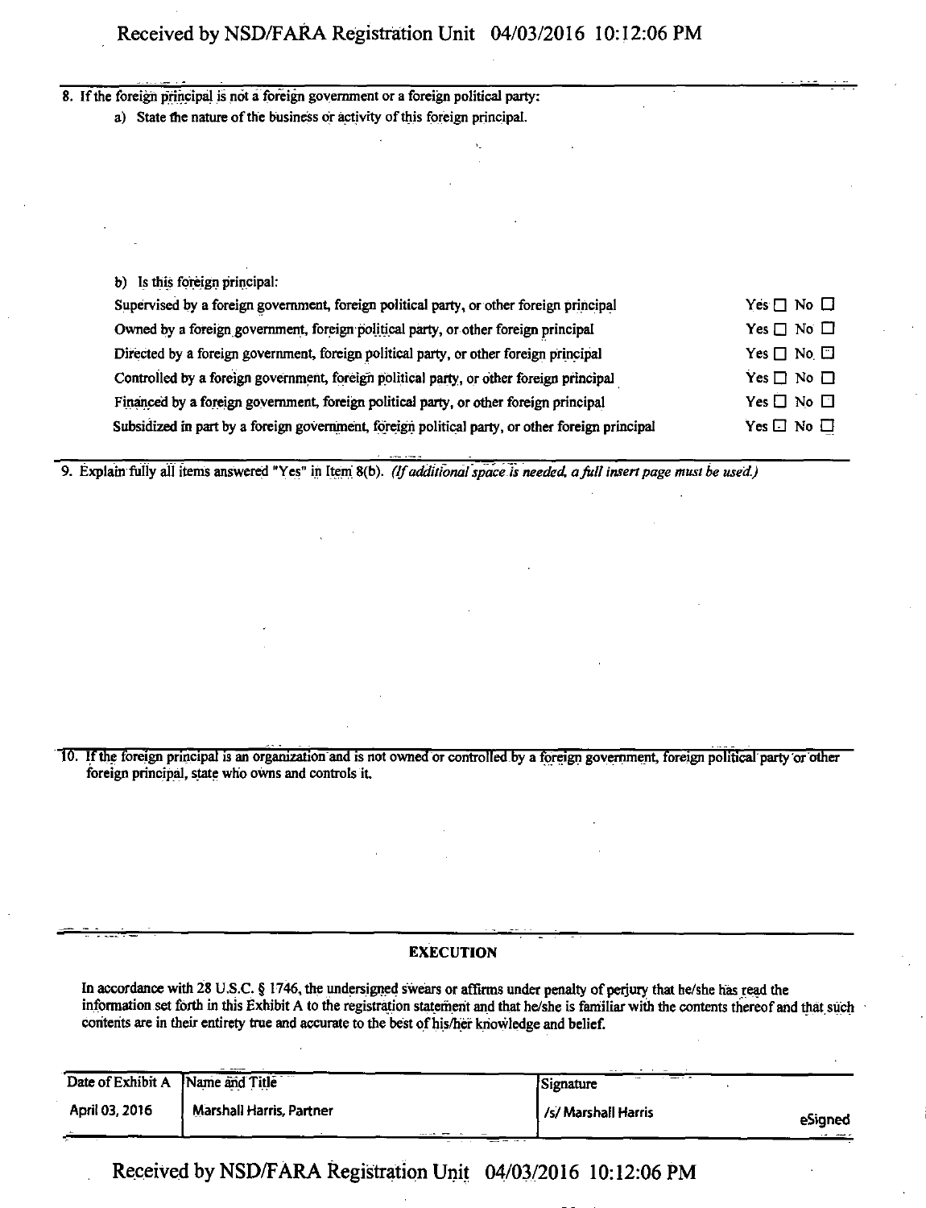8. If the foreign principal is not a foreign government or a foreign political party:

   a) State the nature of the business or activity of this foreign principal.

   b) Is this foreign principal:

| | |
|---|---|
| Supervised by a foreign government, foreign political party, or other foreign principal | Yes ☐ No ☐ |
| Owned by a foreign government, foreign political party, or other foreign principal | Yes ☐ No ☐ |
| Directed by a foreign government, foreign political party, or other foreign principal | Yes ☐ No ☐ |
| Controlled by a foreign government, foreign political party, or other foreign principal | Yes ☐ No ☐ |
| Financed by a foreign government, foreign political party, or other foreign principal | Yes ☐ No ☐ |
| Subsidized in part by a foreign government, foreign political party, or other foreign principal | Yes ☐ No ☐ |

9. Explain fully all items answered "Yes" in Item 8(b). *(If additional space is needed, a full insert page must be used.)*

10. If the foreign principal is an organization and is not owned or controlled by a foreign government, foreign political party or other foreign principal, state who owns and controls it.

## EXECUTION

In accordance with 28 U.S.C. § 1746, the undersigned swears or affirms under penalty of perjury that he/she has read the information set forth in this Exhibit A to the registration statement and that he/she is familiar with the contents thereof and that such contents are in their entirety true and accurate to the best of his/her knowledge and belief.

| Date of Exhibit A | Name and Title | Signature |
|---|---|---|
| April 03, 2016 | Marshall Harris, Partner | /s/ Marshall Harris eSigned |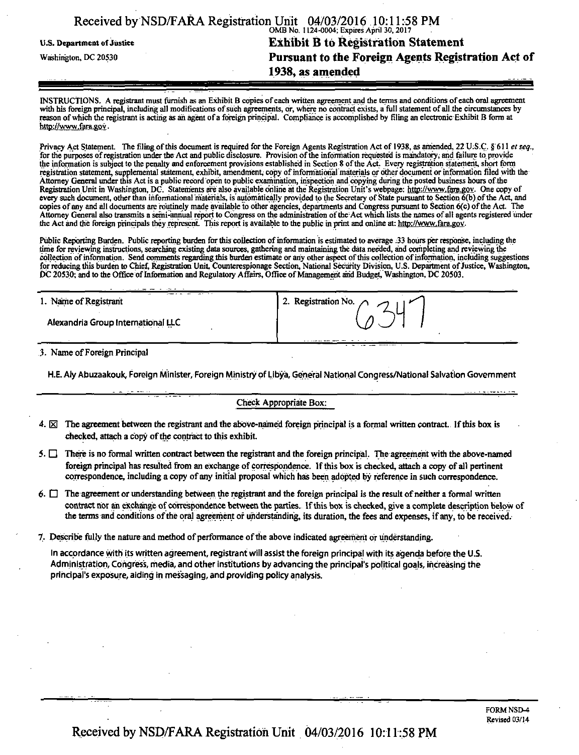U.S. Department of Justice

Washington, DC 20530

OMB No. 1124-0004; Expires April 30, 2017

# Exhibit B to Registration Statement Pursuant to the Foreign Agents Registration Act of 1938, as amended

INSTRUCTIONS. A registrant must furnish as an Exhibit B copies of each written agreement and the terms and conditions of each oral agreement with his foreign principal, including all modifications of such agreements, or, where no contract exists, a full statement of all the circumstances by reason of which the registrant is acting as an agent of a foreign principal. Compliance is accomplished by filing an electronic Exhibit B form at http://www.fara.gov.

Privacy Act Statement. The filing of this document is required for the Foreign Agents Registration Act of 1938, as amended, 22 U.S.C. § 611 *et seq.*, for the purposes of registration under the Act and public disclosure. Provision of the information requested is mandatory, and failure to provide the information is subject to the penalty and enforcement provisions established in Section 8 of the Act. Every registration statement, short form registration statement, supplemental statement, exhibit, amendment, copy of informational materials or other document or information filed with the Attorney General under this Act is a public record open to public examination, inspection and copying during the posted business hours of the Registration Unit in Washington, DC. Statements are also available online at the Registration Unit's webpage: http://www.fara.gov. One copy of every such document, other than informational materials, is automatically provided to the Secretary of State pursuant to Section 6(b) of the Act, and copies of any and all documents are routinely made available to other agencies, departments and Congress pursuant to Section 6(c) of the Act. The Attorney General also transmits a semi-annual report to Congress on the administration of the Act which lists the names of all agents registered under the Act and the foreign principals they represent. This report is available to the public in print and online at: http://www.fara.gov.

Public Reporting Burden. Public reporting burden for this collection of information is estimated to average .33 hours per response, including the time for reviewing instructions, searching existing data sources, gathering and maintaining the data needed, and completing and reviewing the collection of information. Send comments regarding this burden estimate or any other aspect of this collection of information, including suggestions for reducing this burden to Chief, Registration Unit, Counterespionage Section, National Security Division, U.S. Department of Justice, Washington, DC 20530; and to the Office of Information and Regulatory Affairs, Office of Management and Budget, Washington, DC 20503.

| 1. Name of Registrant | 2. Registration No. |
|---|---|
| Alexandria Group International LLC | 6347 |

3. Name of Foreign Principal

H.E. Aly Abuzaakouk, Foreign Minister, Foreign Ministry of Libya, General National Congress/National Salvation Government

Check Appropriate Box:

4. ☒ The agreement between the registrant and the above-named foreign principal is a formal written contract. If this box is checked, attach a copy of the contract to this exhibit.

5. ☐ There is no formal written contract between the registrant and the foreign principal. The agreement with the above-named foreign principal has resulted from an exchange of correspondence. If this box is checked, attach a copy of all pertinent correspondence, including a copy of any initial proposal which has been adopted by reference in such correspondence.

6. ☐ The agreement or understanding between the registrant and the foreign principal is the result of neither a formal written contract nor an exchange of correspondence between the parties. If this box is checked, give a complete description below of the terms and conditions of the oral agreement or understanding, its duration, the fees and expenses, if any, to be received.

7. Describe fully the nature and method of performance of the above indicated agreement or understanding.

In accordance with its written agreement, registrant will assist the foreign principal with its agenda before the U.S. Administration, Congress, media, and other institutions by advancing the principal's political goals, increasing the principal's exposure, aiding in messaging, and providing policy analysis.

FORM NSD-4
Revised 03/14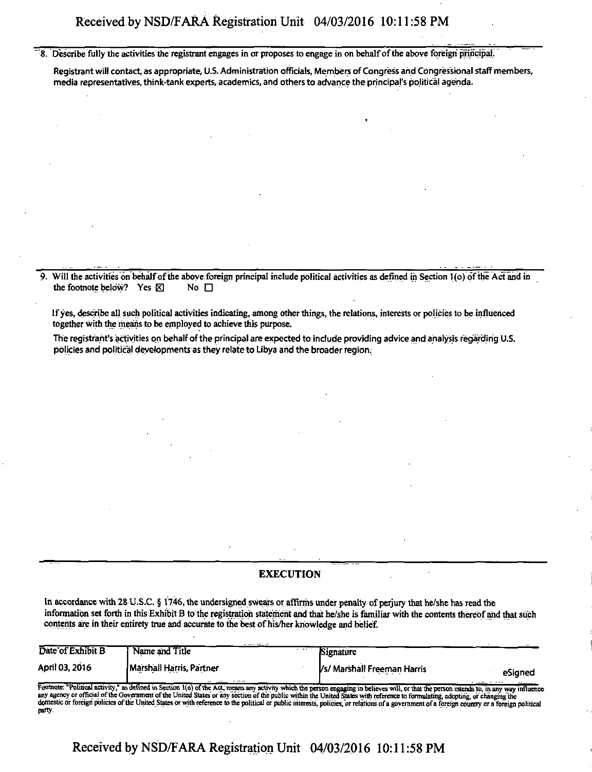8. Describe fully the activities the registrant engages in or proposes to engage in on behalf of the above foreign principal.

Registrant will contact, as appropriate, U.S. Administration officials, Members of Congress and Congressional staff members, media representatives, think-tank experts, academics, and others to advance the principal's political agenda.

9. Will the activities on behalf of the above foreign principal include political activities as defined in Section 1(o) of the Act and in the footnote below? Yes ☒ No ☐

If yes, describe all such political activities indicating, among other things, the relations, interests or policies to be influenced together with the means to be employed to achieve this purpose.

The registrant's activities on behalf of the principal are expected to include providing advice and analysis regarding U.S. policies and political developments as they relate to Libya and the broader region.

## EXECUTION

In accordance with 28 U.S.C. § 1746, the undersigned swears or affirms under penalty of perjury that he/she has read the information set forth in this Exhibit B to the registration statement and that he/she is familiar with the contents thereof and that such contents are in their entirety true and accurate to the best of his/her knowledge and belief.

| Date of Exhibit B | Name and Title | Signature | |
|---|---|---|---|
| April 03, 2016 | Marshall Harris, Partner | /s/ Marshall Freeman Harris | eSigned |

Footnote: "Political activity," as defined in Section 1(o) of the Act, means any activity which the person engaging in believes will, or that the person intends to, in any way influence any agency or official of the Government of the United States or any section of the public within the United States with reference to formulating, adopting, or changing the domestic or foreign policies of the United States or with reference to the political or public interests, policies, or relations of a government of a foreign country or a foreign political party.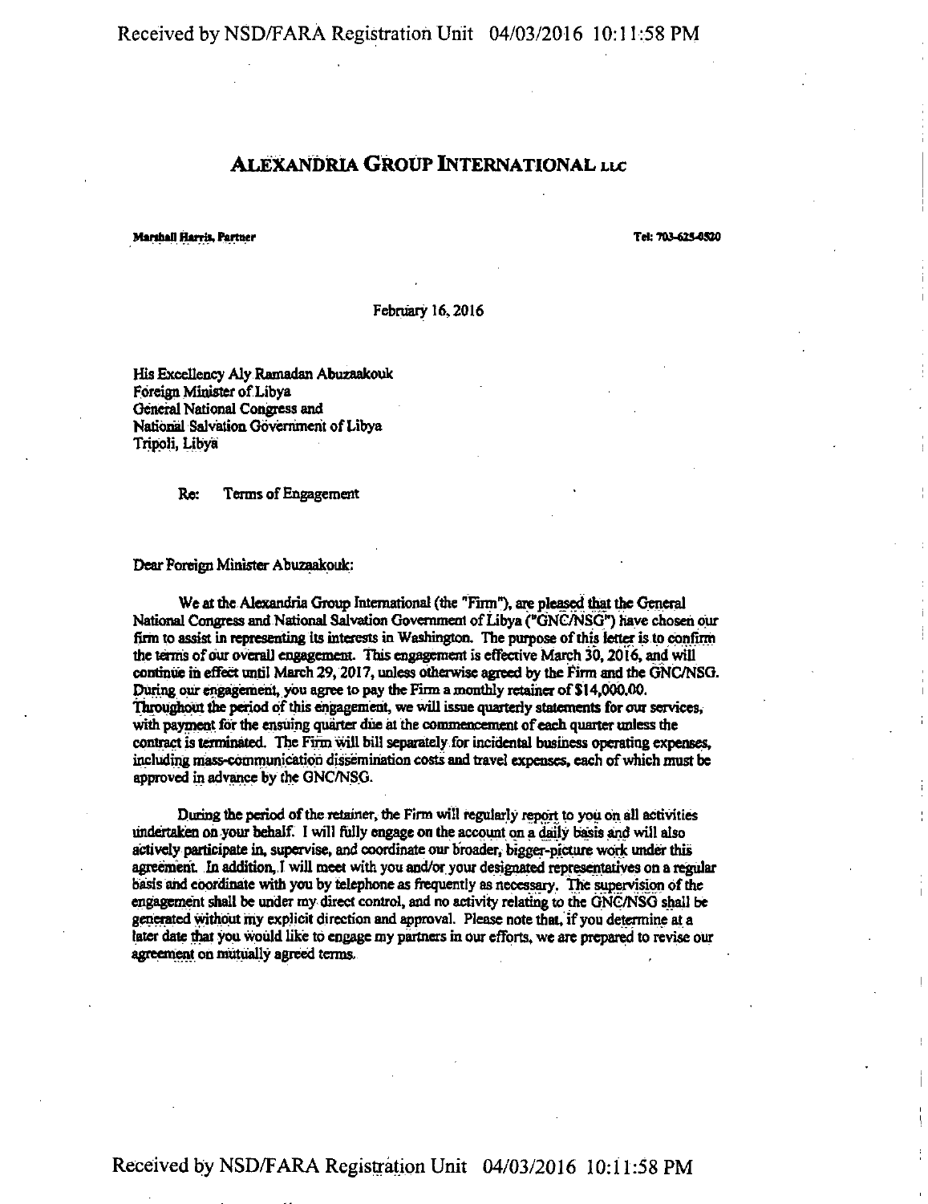# ALEXANDRIA GROUP INTERNATIONAL LLC

**Marshall Harris, Partner** | **Tel: 703-625-0520**

February 16, 2016

His Excellency Aly Ramadan Abuzaakouk
Foreign Minister of Libya
General National Congress and
National Salvation Government of Libya
Tripoli, Libya

Re: Terms of Engagement

Dear Foreign Minister Abuzaakouk:

We at the Alexandria Group International (the "Firm"), are pleased that the General National Congress and National Salvation Government of Libya ("GNC/NSG") have chosen our firm to assist in representing its interests in Washington. The purpose of this letter is to confirm the terms of our overall engagement. This engagement is effective March 30, 2016, and will continue in effect until March 29, 2017, unless otherwise agreed by the Firm and the GNC/NSG. During our engagement, you agree to pay the Firm a monthly retainer of $14,000.00. Throughout the period of this engagement, we will issue quarterly statements for our services, with payment for the ensuing quarter due at the commencement of each quarter unless the contract is terminated. The Firm will bill separately for incidental business operating expenses, including mass-communication dissemination costs and travel expenses, each of which must be approved in advance by the GNC/NSG.

During the period of the retainer, the Firm will regularly report to you on all activities undertaken on your behalf. I will fully engage on the account on a daily basis and will also actively participate in, supervise, and coordinate our broader, bigger-picture work under this agreement. In addition, I will meet with you and/or your designated representatives on a regular basis and coordinate with you by telephone as frequently as necessary. The supervision of the engagement shall be under my direct control, and no activity relating to the GNC/NSG shall be generated without my explicit direction and approval. Please note that, if you determine at a later date that you would like to engage my partners in our efforts, we are prepared to revise our agreement on mutually agreed terms.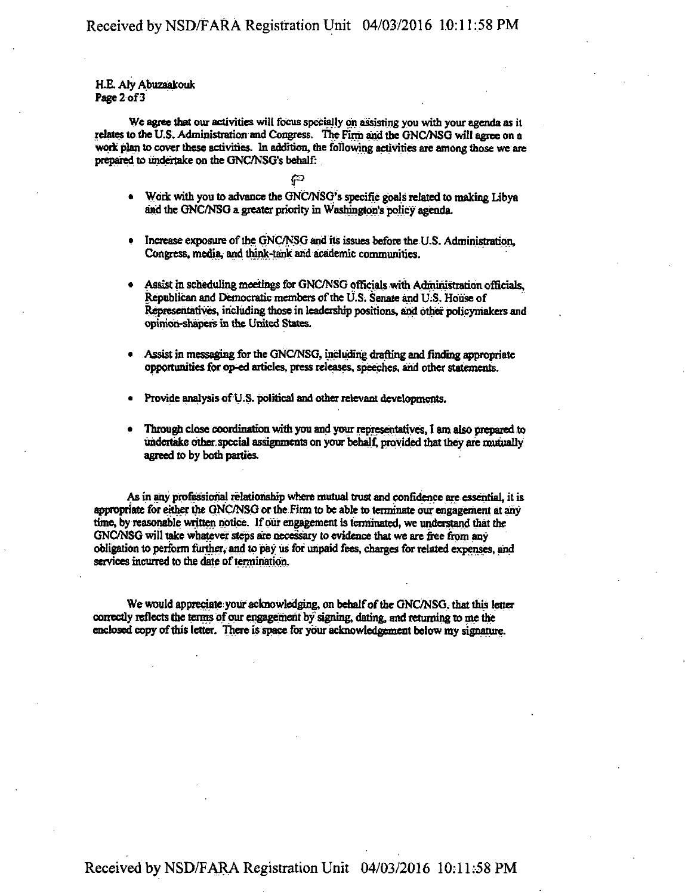H.E. Aly Abuzaakouk
Page 2 of 3

We agree that our activities will focus specially on assisting you with your agenda as it relates to the U.S. Administration and Congress. The Firm and the GNC/NSG will agree on a work plan to cover these activities. In addition, the following activities are among those we are prepared to undertake on the GNC/NSG's behalf:

- Work with you to advance the GNC/NSG's specific goals related to making Libya and the GNC/NSG a greater priority in Washington's policy agenda.
- Increase exposure of the GNC/NSG and its issues before the U.S. Administration, Congress, media, and think-tank and academic communities.
- Assist in scheduling meetings for GNC/NSG officials with Administration officials, Republican and Democratic members of the U.S. Senate and U.S. House of Representatives, including those in leadership positions, and other policymakers and opinion-shapers in the United States.
- Assist in messaging for the GNC/NSG, including drafting and finding appropriate opportunities for op-ed articles, press releases, speeches, and other statements.
- Provide analysis of U.S. political and other relevant developments.
- Through close coordination with you and your representatives, I am also prepared to undertake other special assignments on your behalf, provided that they are mutually agreed to by both parties.

As in any professional relationship where mutual trust and confidence are essential, it is appropriate for either the GNC/NSG or the Firm to be able to terminate our engagement at any time, by reasonable written notice. If our engagement is terminated, we understand that the GNC/NSG will take whatever steps are necessary to evidence that we are free from any obligation to perform further, and to pay us for unpaid fees, charges for related expenses, and services incurred to the date of termination.

We would appreciate your acknowledging, on behalf of the GNC/NSG, that this letter correctly reflects the terms of our engagement by signing, dating, and returning to me the enclosed copy of this letter. There is space for your acknowledgement below my signature.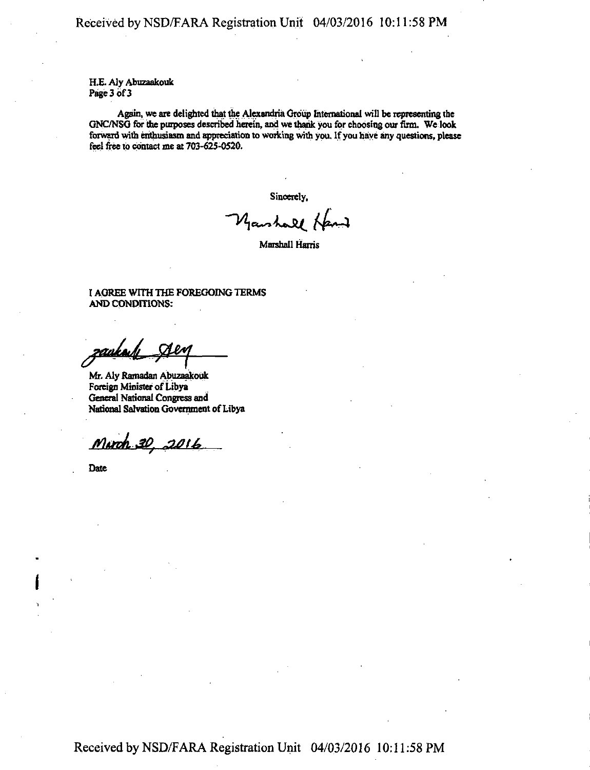H.E. Aly Abuzaakouk
Page 3 of 3

Again, we are delighted that the Alexandria Group International will be representing the GNC/NSG for the purposes described herein, and we thank you for choosing our firm. We look forward with enthusiasm and appreciation to working with you. If you have any questions, please feel free to contact me at 703-625-0520.

Sincerely,

Marshall Harris

Marshall Harris

I AGREE WITH THE FOREGOING TERMS AND CONDITIONS:

Zaakouk Aly

Mr. Aly Ramadan Abuzaakouk
Foreign Minister of Libya
General National Congress and
National Salvation Government of Libya

March 30, 2016

Date